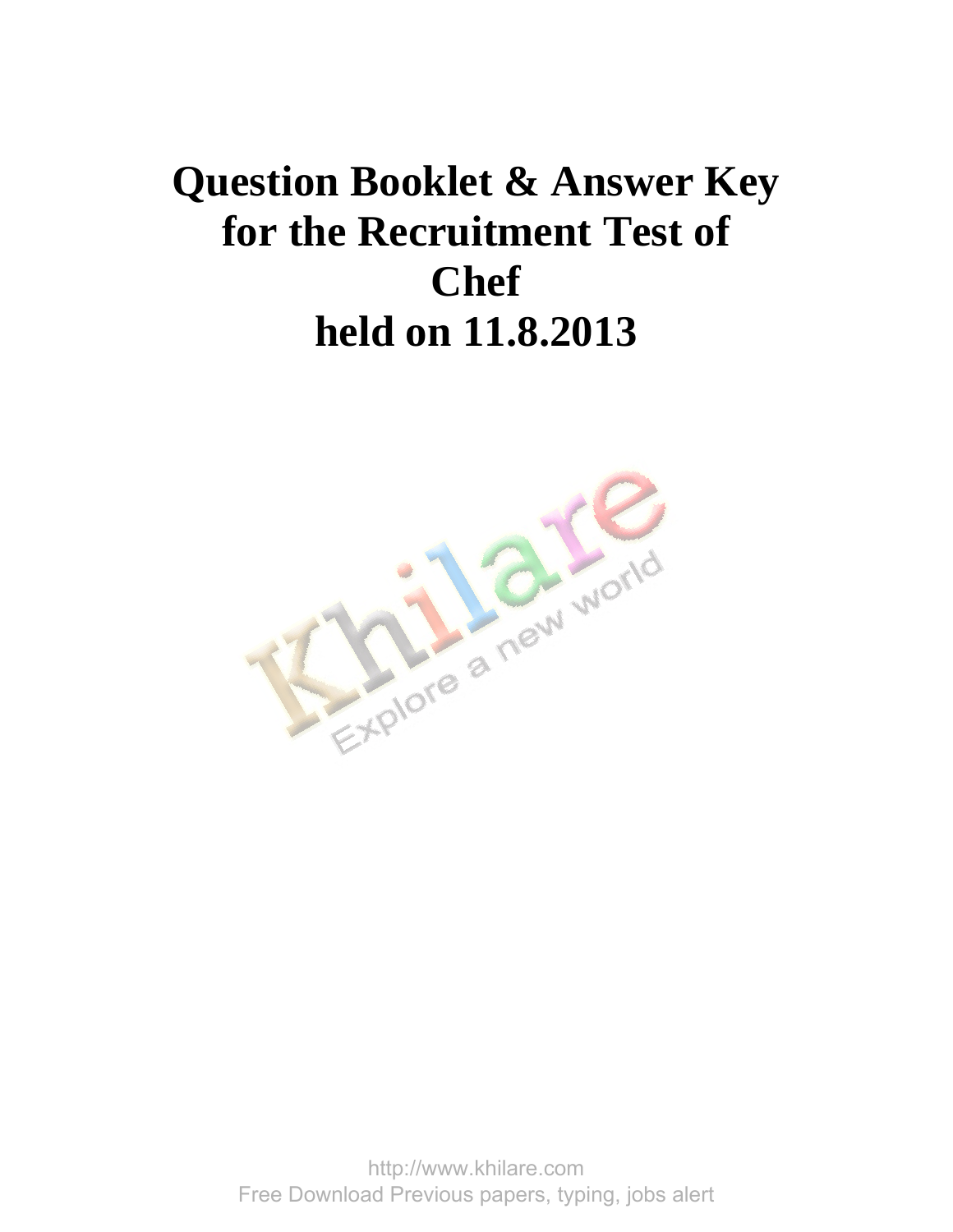# Question Booklet & Answer Key for the Recruitment Test of Chef held on 11.8.2013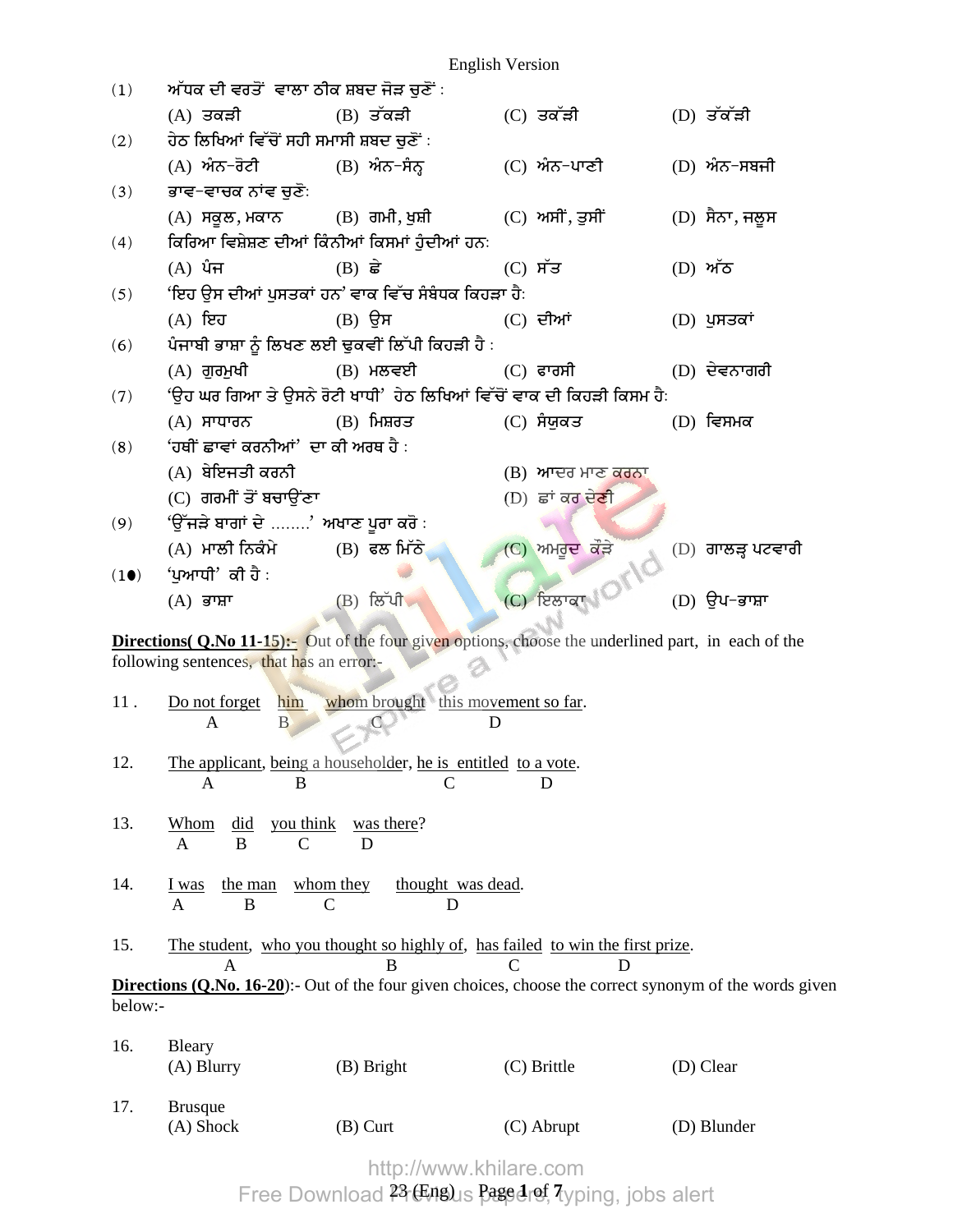English Version

(1) ਅੱਧਕ ਦੀ ਵਰਤੋਂ ਵਾਲਾ ਠੀਕ ਸ਼ਬਦ ਜੋੜ ਚੁਣੋਂ :

(A) ਤਕੜੀ (B) ਤੱਕੜੀ (C) ਤਕੱੜੀ (D) ਤੱਕੱੜੀ

(2) ਹੇਠ ਲਿਖਿਆਂ ਵਿੱਚੋਂ ਸਹੀ ਸਮਾਸੀ ਸ਼ਬਦ ਚੁਣੋਂ :

(A) ਅੰਨ-ਰੋਟੀ (B) ਅੰਨ-ਸੰਨ੍ਹ (C) ਅੰਨ-ਪਾਣੀ (D) ਅੰਨ-ਸਬਜੀ

(3) ਭਾਵ-ਵਾਚਕ ਨਾਂਵ ਚੁਣੋ:

(A) ਸਕੂਲ, ਮਕਾਨ (B) ਗਮੀ, ਖੁਸ਼ੀ (C) ਅਸੀਂ, ਤੁਸੀਂ (D) ਸੈਨਾ, ਜਲੂਸ

(4) ਕਿਰਿਆ ਵਿਸ਼ੇਸ਼ਣ ਦੀਆਂ ਕਿੰਨੀਆਂ ਕਿਸਮਾਂ ਹੁੰਦੀਆਂ ਹਨ:

(A) ਪੰਜ (B) ਛੇ (C) ਸੱਤ (D) ਅੱਠ

(5) 'ਇਹ ਉਸ ਦੀਆਂ ਪੁਸਤਕਾਂ ਹਨ' ਵਾਕ ਵਿੱਚ ਸੰਬੰਧਕ ਕਿਹੜਾ ਹੈ:

(A) ਇਹ (B) ਉਸ (C) ਦੀਆਂ (D) ਪੁਸਤਕਾਂ

(6) ਪੰਜਾਬੀ ਭਾਸ਼ਾ ਨੂੰ ਲਿਖਣ ਲਈ ਢੁਕਵੀਂ ਲਿੱਪੀ ਕਿਹੜੀ ਹੈ :

(A) ਗੁਰਮੁਖੀ (B) ਮਲਵਈ (C) ਫਾਰਸੀ (D) ਦੇਵਨਾਗਰੀ

(7) 'ਉਹ ਘਰ ਗਿਆ ਤੇ ਉਸਨੇ ਰੋਟੀ ਖਾਧੀ' ਹੇਠ ਲਿਖਿਆਂ ਵਿੱਚੋਂ ਵਾਕ ਦੀ ਕਿਹੜੀ ਕਿਸਮ ਹੈ:

(A) ਸਾਧਾਰਨ (B) ਮਿਸ਼ਰਤ (C) ਸੰਯੁਕਤ (D) ਵਿਸਮਕ

(8) 'ਹਥੀਂ ਛਾਵਾਂ ਕਰਨੀਆਂ' ਦਾ ਕੀ ਅਰਥ ਹੈ :

(A) ਬੇਇਜਤੀ ਕਰਨੀ (B) ਆਦਰ ਮਾਣ ਕਰਨਾ

(C) ਗਰਮੀਂ ਤੋਂ ਬਚਾਉਂਣਾ (D) ਛਾਂ ਕਰ ਦੇਣੀ

(9) 'ਉੱਜੜੇ ਬਾਗਾਂ ਦੇ ........' ਅਖਾਣ ਪੂਰਾ ਕਰੋ :

(A) ਮਾਲੀ ਨਿਕੰਮੇ (B) ਫਲ ਮਿੱਠੇ (C) ਅਮਰੂਦ ਕੌੜੇ (D) ਗਾਲੜ੍ਹ ਪਟਵਾਰੀ

(10) 'ਪੁਆਧੀ' ਕੀ ਹੈ :

(A) ਭਾਸ਼ਾ (B) ਲਿੱਪੀ (C) ਇਲਾਕਾ (D) ਉਪ-ਭਾਸ਼ਾ

**Directions( Q.No 11-15):-** Out of the four given options, choose the underlined part, in each of the following sentences, that has an error:-

11 . Do not forget (A) him (B) whom brought (C) this movement so far (D).

12. The applicant (A), being a householder (B), he is entitled (C) to a vote (D).

13. Whom (A) did (B) you think (C) was there (D)?

14. I was (A) the man (B) whom they (C) thought was dead (D).

15. The student (A), who you thought so highly of (B), has failed (C) to win the first prize (D).

**Directions (Q.No. 16-20)**:- Out of the four given choices, choose the correct synonym of the words given below:-

16. Bleary

(A) Blurry (B) Bright (C) Brittle (D) Clear

17. Brusque

(A) Shock (B) Curt (C) Abrupt (D) Blunder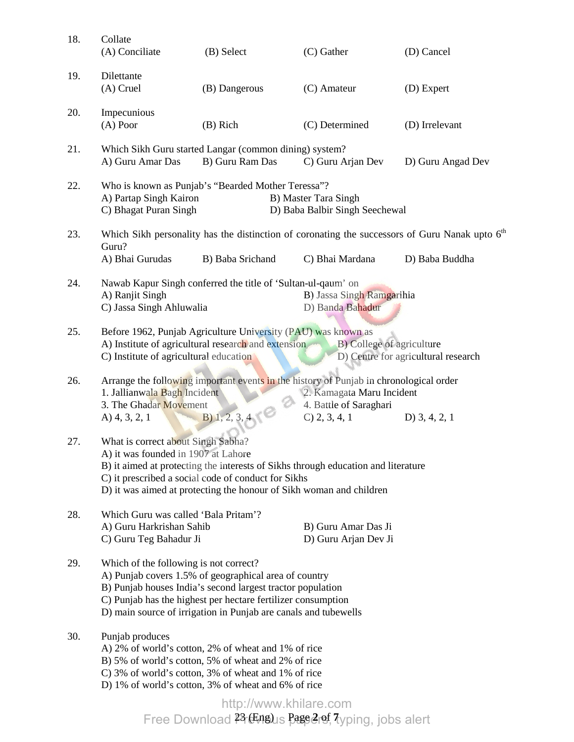18. Collate
(A) Conciliate (B) Select (C) Gather (D) Cancel

19. Dilettante
(A) Cruel (B) Dangerous (C) Amateur (D) Expert

20. Impecunious
(A) Poor (B) Rich (C) Determined (D) Irrelevant

21. Which Sikh Guru started Langar (common dining) system?
A) Guru Amar Das B) Guru Ram Das C) Guru Arjan Dev D) Guru Angad Dev

22. Who is known as Punjab's "Bearded Mother Teressa"?
A) Partap Singh Kairon B) Master Tara Singh
C) Bhagat Puran Singh D) Baba Balbir Singh Seechewal

23. Which Sikh personality has the distinction of coronating the successors of Guru Nanak upto 6th Guru?
A) Bhai Gurudas B) Baba Srichand C) Bhai Mardana D) Baba Buddha

24. Nawab Kapur Singh conferred the title of 'Sultan-ul-qaum' on
A) Ranjit Singh B) Jassa Singh Ramgarihia
C) Jassa Singh Ahluwalia D) Banda Bahadur

25. Before 1962, Punjab Agriculture University (PAU) was known as
A) Institute of agricultural research and extension B) College of agriculture
C) Institute of agricultural education D) Centre for agricultural research

26. Arrange the following important events in the history of Punjab in chronological order
1. Jallianwala Bagh Incident 2. Kamagata Maru Incident
3. The Ghadar Movement 4. Battle of Saraghari
A) 4, 3, 2, 1 B) 1, 2, 3, 4 C) 2, 3, 4, 1 D) 3, 4, 2, 1

27. What is correct about Singh Sabha?
A) it was founded in 1907 at Lahore
B) it aimed at protecting the interests of Sikhs through education and literature
C) it prescribed a social code of conduct for Sikhs
D) it was aimed at protecting the honour of Sikh woman and children

28. Which Guru was called 'Bala Pritam'?
A) Guru Harkrishan Sahib B) Guru Amar Das Ji
C) Guru Teg Bahadur Ji D) Guru Arjan Dev Ji

29. Which of the following is not correct?
A) Punjab covers 1.5% of geographical area of country
B) Punjab houses India's second largest tractor population
C) Punjab has the highest per hectare fertilizer consumption
D) main source of irrigation in Punjab are canals and tubewells

30. Punjab produces
A) 2% of world's cotton, 2% of wheat and 1% of rice
B) 5% of world's cotton, 5% of wheat and 2% of rice
C) 3% of world's cotton, 3% of wheat and 1% of rice
D) 1% of world's cotton, 3% of wheat and 6% of rice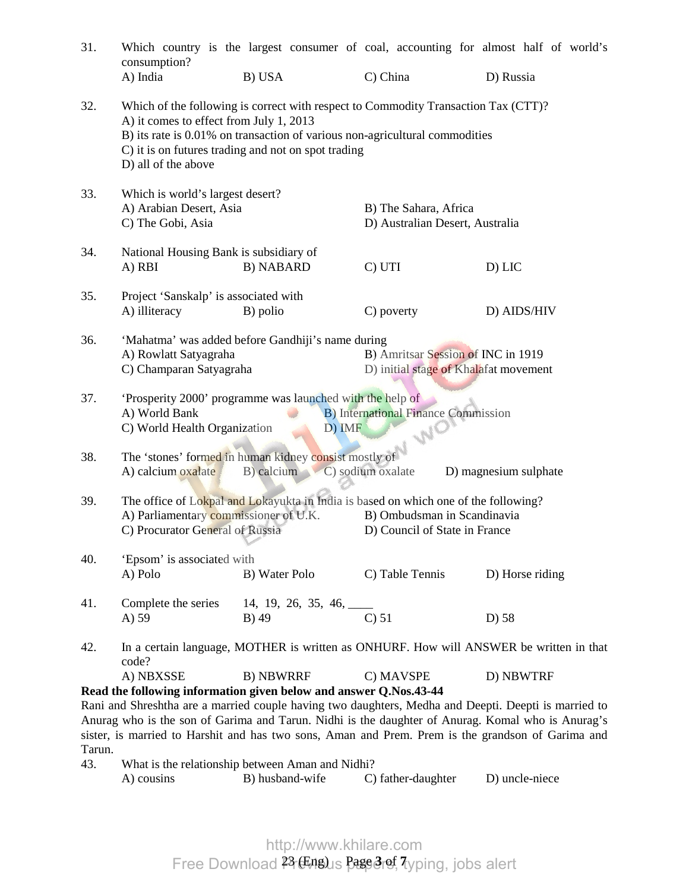31. Which country is the largest consumer of coal, accounting for almost half of world's consumption?
A) India B) USA C) China D) Russia

32. Which of the following is correct with respect to Commodity Transaction Tax (CTT)?
A) it comes to effect from July 1, 2013
B) its rate is 0.01% on transaction of various non-agricultural commodities
C) it is on futures trading and not on spot trading
D) all of the above

33. Which is world's largest desert?
A) Arabian Desert, Asia B) The Sahara, Africa
C) The Gobi, Asia D) Australian Desert, Australia

34. National Housing Bank is subsidiary of
A) RBI B) NABARD C) UTI D) LIC

35. Project 'Sanskalp' is associated with
A) illiteracy B) polio C) poverty D) AIDS/HIV

36. 'Mahatma' was added before Gandhiji's name during
A) Rowlatt Satyagraha B) Amritsar Session of INC in 1919
C) Champaran Satyagraha D) initial stage of Khalafat movement

37. 'Prosperity 2000' programme was launched with the help of
A) World Bank B) International Finance Commission
C) World Health Organization D) IMF

38. The 'stones' formed in human kidney consist mostly of
A) calcium oxalate B) calcium C) sodium oxalate D) magnesium sulphate

39. The office of Lokpal and Lokayukta in India is based on which one of the following?
A) Parliamentary commissioner of U.K. B) Ombudsman in Scandinavia
C) Procurator General of Russia D) Council of State in France

40. 'Epsom' is associated with
A) Polo B) Water Polo C) Table Tennis D) Horse riding

41. Complete the series 14, 19, 26, 35, 46, ____
A) 59 B) 49 C) 51 D) 58

42. In a certain language, MOTHER is written as ONHURF. How will ANSWER be written in that code?
A) NBXSSE B) NBWRRF C) MAVSPE D) NBWTRF

**Read the following information given below and answer Q.Nos.43-44**

Rani and Shreshtha are a married couple having two daughters, Medha and Deepti. Deepti is married to Anurag who is the son of Garima and Tarun. Nidhi is the daughter of Anurag. Komal who is Anurag's sister, is married to Harshit and has two sons, Aman and Prem. Prem is the grandson of Garima and Tarun.

43. What is the relationship between Aman and Nidhi?
A) cousins B) husband-wife C) father-daughter D) uncle-niece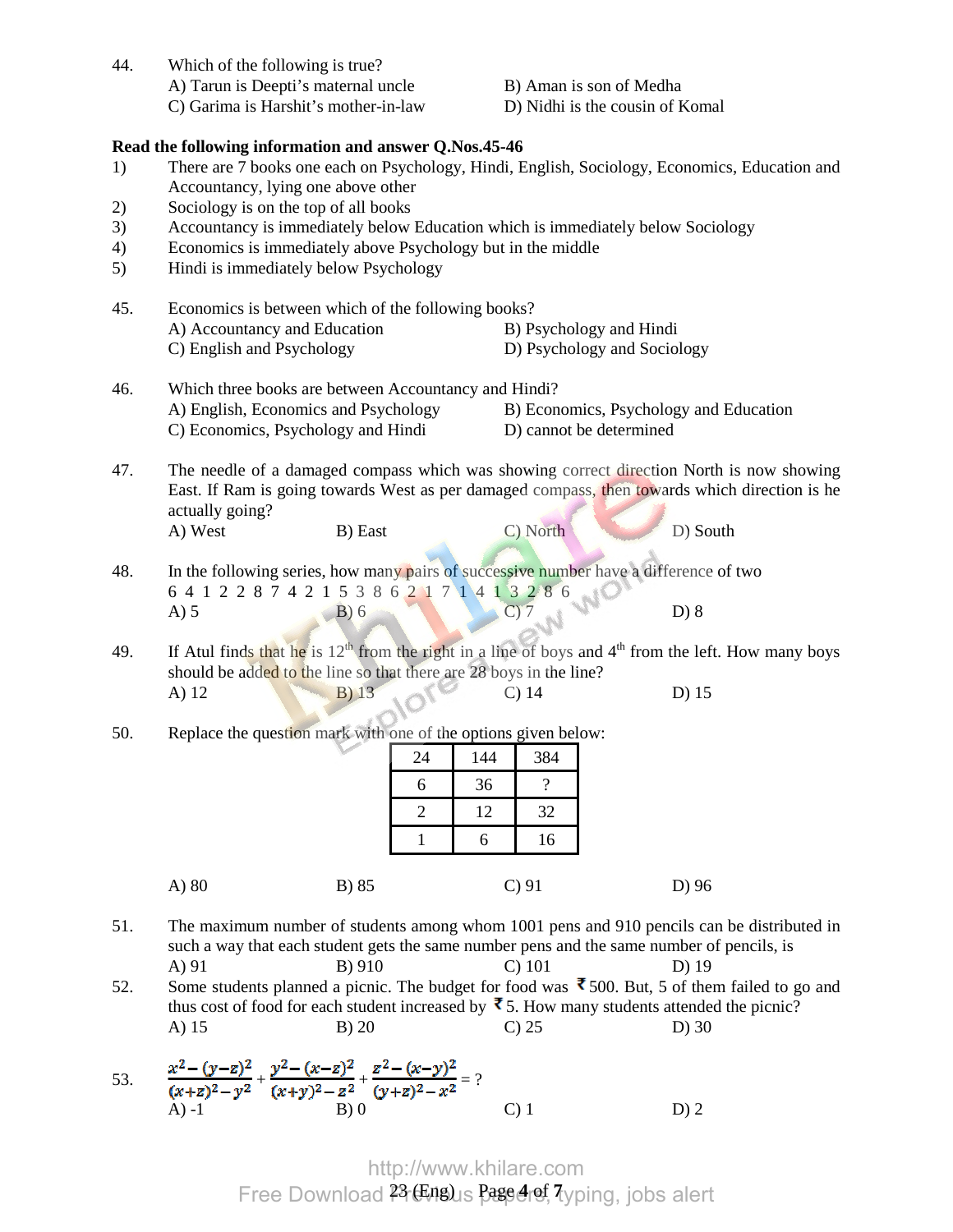44. Which of the following is true?

A) Tarun is Deepti's maternal uncle
B) Aman is son of Medha
C) Garima is Harshit's mother-in-law
D) Nidhi is the cousin of Komal

**Read the following information and answer Q.Nos.45-46**

1) There are 7 books one each on Psychology, Hindi, English, Sociology, Economics, Education and Accountancy, lying one above other
2) Sociology is on the top of all books
3) Accountancy is immediately below Education which is immediately below Sociology
4) Economics is immediately above Psychology but in the middle
5) Hindi is immediately below Psychology

45. Economics is between which of the following books?

A) Accountancy and Education
B) Psychology and Hindi
C) English and Psychology
D) Psychology and Sociology

46. Which three books are between Accountancy and Hindi?

A) English, Economics and Psychology
B) Economics, Psychology and Education
C) Economics, Psychology and Hindi
D) cannot be determined

47. The needle of a damaged compass which was showing correct direction North is now showing East. If Ram is going towards West as per damaged compass, then towards which direction is he actually going?

A) West
B) East
C) North
D) South

48. In the following series, how many pairs of successive number have a difference of two

6 4 1 2 2 8 7 4 2 1 5 3 8 6 2 1 7 1 4 1 3 2 8 6

A) 5
B) 6
C) 7
D) 8

49. If Atul finds that he is $12^{th}$ from the right in a line of boys and $4^{th}$ from the left. How many boys should be added to the line so that there are 28 boys in the line?

A) 12
B) 13
C) 14
D) 15

50. Replace the question mark with one of the options given below:

| 24 | 144 | 384 |
|---|---|---|
| 6 | 36 | ? |
| 2 | 12 | 32 |
| 1 | 6 | 16 |

A) 80
B) 85
C) 91
D) 96

51. The maximum number of students among whom 1001 pens and 910 pencils can be distributed in such a way that each student gets the same number pens and the same number of pencils, is

A) 91
B) 910
C) 101
D) 19

52. Some students planned a picnic. The budget for food was ₹ 500. But, 5 of them failed to go and thus cost of food for each student increased by ₹ 5. How many students attended the picnic?

A) 15
B) 20
C) 25
D) 30

53. $\frac{x^2-(y-z)^2}{(x+z)^2-y^2}+\frac{y^2-(x-z)^2}{(x+y)^2-z^2}+\frac{z^2-(x-y)^2}{(y+z)^2-x^2} = ?$

A) -1
B) 0
C) 1
D) 2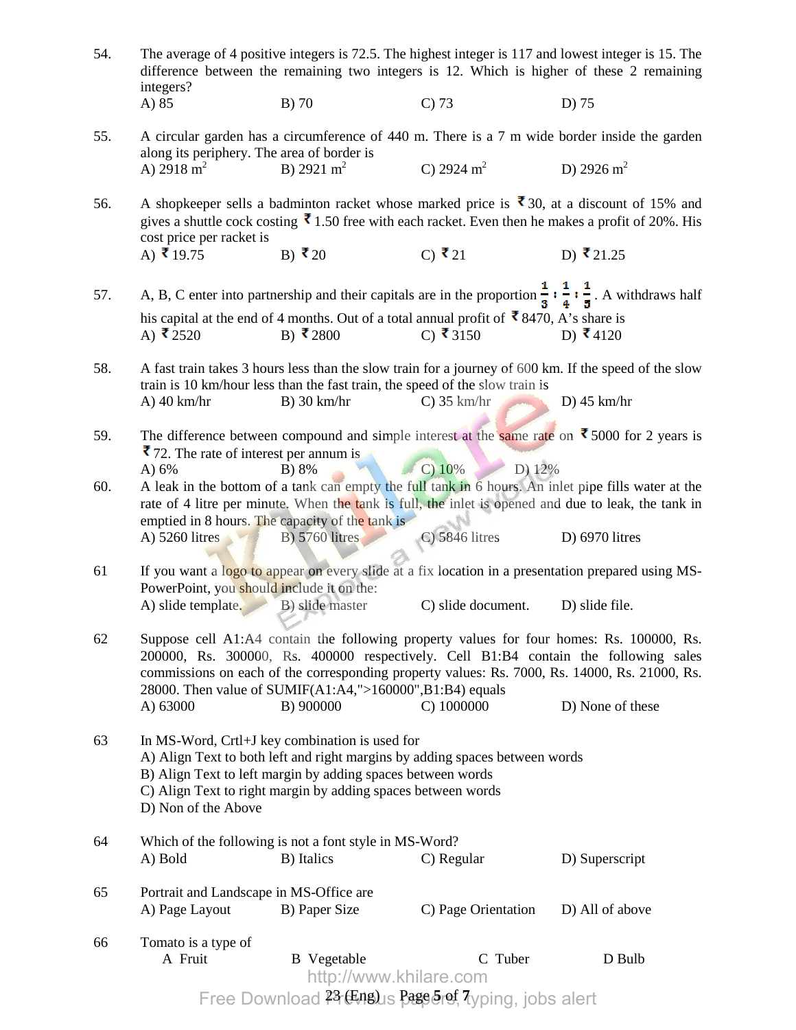54. The average of 4 positive integers is 72.5. The highest integer is 117 and lowest integer is 15. The difference between the remaining two integers is 12. Which is higher of these 2 remaining integers?

A) 85 B) 70 C) 73 D) 75

55. A circular garden has a circumference of 440 m. There is a 7 m wide border inside the garden along its periphery. The area of border is

A) 2918 $m^2$ B) 2921 $m^2$ C) 2924 $m^2$ D) 2926 $m^2$

56. A shopkeeper sells a badminton racket whose marked price is ₹30, at a discount of 15% and gives a shuttle cock costing ₹1.50 free with each racket. Even then he makes a profit of 20%. His cost price per racket is

A) ₹19.75 B) ₹20 C) ₹21 D) ₹21.25

57. A, B, C enter into partnership and their capitals are in the proportion $\frac{1}{3} : \frac{1}{4} : \frac{1}{5}$. A withdraws half his capital at the end of 4 months. Out of a total annual profit of ₹8470, A's share is

A) ₹2520 B) ₹2800 C) ₹3150 D) ₹4120

58. A fast train takes 3 hours less than the slow train for a journey of 600 km. If the speed of the slow train is 10 km/hour less than the fast train, the speed of the slow train is

A) 40 km/hr B) 30 km/hr C) 35 km/hr D) 45 km/hr

59. The difference between compound and simple interest at the same rate on ₹5000 for 2 years is ₹72. The rate of interest per annum is

A) 6% B) 8% C) 10% D) 12%

60. A leak in the bottom of a tank can empty the full tank in 6 hours. An inlet pipe fills water at the rate of 4 litre per minute. When the tank is full, the inlet is opened and due to leak, the tank in emptied in 8 hours. The capacity of the tank is

A) 5260 litres B) 5760 litres C) 5846 litres D) 6970 litres

61 If you want a logo to appear on every slide at a fix location in a presentation prepared using MS-PowerPoint, you should include it on the:

A) slide template. B) slide master C) slide document. D) slide file.

62 Suppose cell A1:A4 contain the following property values for four homes: Rs. 100000, Rs. 200000, Rs. 300000, Rs. 400000 respectively. Cell B1:B4 contain the following sales commissions on each of the corresponding property values: Rs. 7000, Rs. 14000, Rs. 21000, Rs. 28000. Then value of SUMIF(A1:A4,">160000",B1:B4) equals

A) 63000 B) 900000 C) 1000000 D) None of these

63 In MS-Word, Crtl+J key combination is used for

A) Align Text to both left and right margins by adding spaces between words
B) Align Text to left margin by adding spaces between words
C) Align Text to right margin by adding spaces between words
D) Non of the Above

64 Which of the following is not a font style in MS-Word?

A) Bold B) Italics C) Regular D) Superscript

65 Portrait and Landscape in MS-Office are

A) Page Layout B) Paper Size C) Page Orientation D) All of above

66 Tomato is a type of

A Fruit B Vegetable C Tuber D Bulb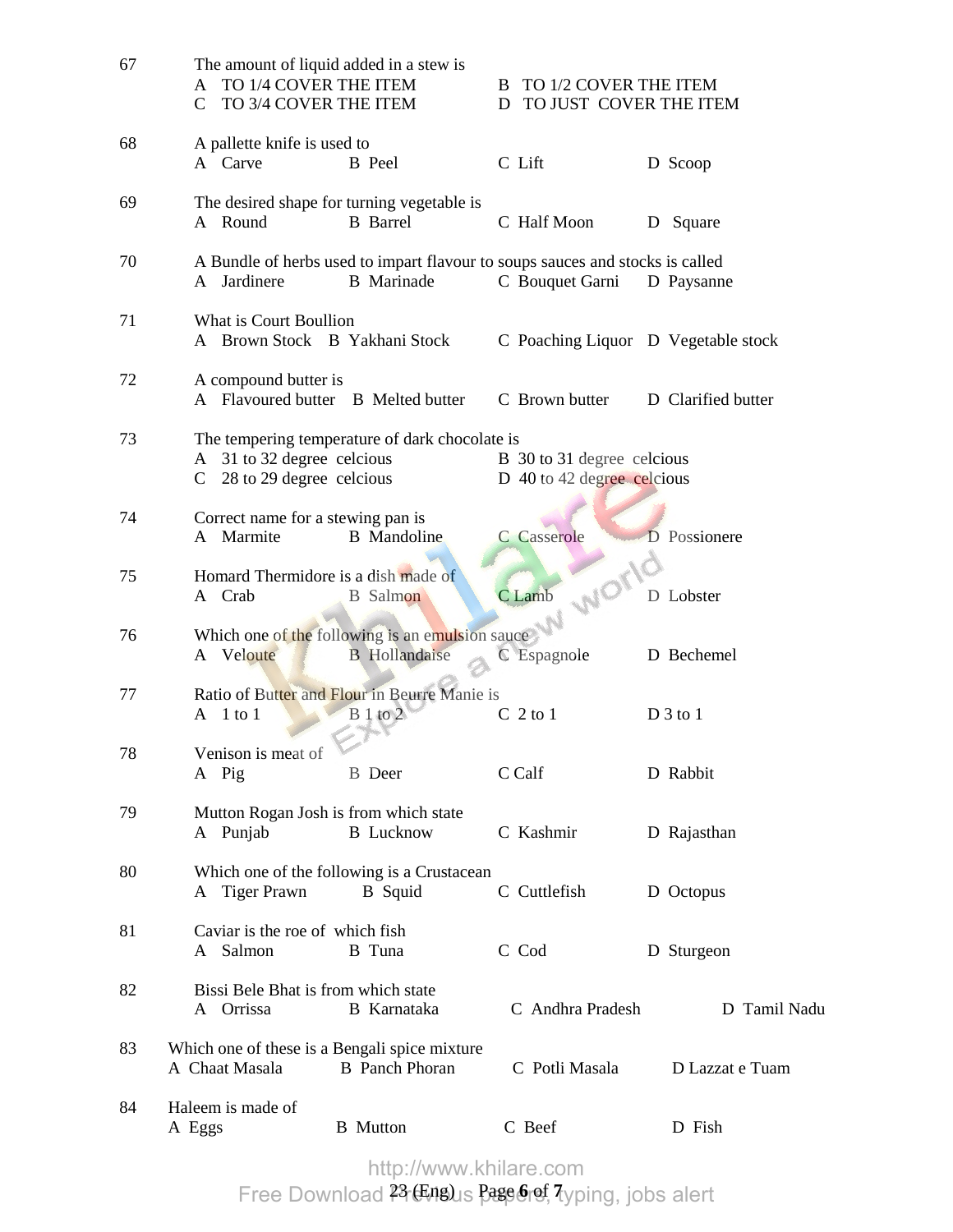67 The amount of liquid added in a stew is
A TO 1/4 COVER THE ITEM
B TO 1/2 COVER THE ITEM
C TO 3/4 COVER THE ITEM
D TO JUST COVER THE ITEM

68 A pallette knife is used to
A Carve B Peel C Lift D Scoop

69 The desired shape for turning vegetable is
A Round B Barrel C Half Moon D Square

70 A Bundle of herbs used to impart flavour to soups sauces and stocks is called
A Jardinere B Marinade C Bouquet Garni D Paysanne

71 What is Court Boullion
A Brown Stock B Yakhani Stock C Poaching Liquor D Vegetable stock

72 A compound butter is
A Flavoured butter B Melted butter C Brown butter D Clarified butter

73 The tempering temperature of dark chocolate is
A 31 to 32 degree celcious
B 30 to 31 degree celcious
C 28 to 29 degree celcious
D 40 to 42 degree celcious

74 Correct name for a stewing pan is
A Marmite B Mandoline C Casserole D Possionere

75 Homard Thermidore is a dish made of
A Crab B Salmon C Lamb D Lobster

76 Which one of the following is an emulsion sauce
A Veloute B Hollandaise C Espagnole D Bechemel

77 Ratio of Butter and Flour in Beurre Manie is
A 1 to 1 B 1 to 2 C 2 to 1 D 3 to 1

78 Venison is meat of
A Pig B Deer C Calf D Rabbit

79 Mutton Rogan Josh is from which state
A Punjab B Lucknow C Kashmir D Rajasthan

80 Which one of the following is a Crustacean
A Tiger Prawn B Squid C Cuttlefish D Octopus

81 Caviar is the roe of which fish
A Salmon B Tuna C Cod D Sturgeon

82 Bissi Bele Bhat is from which state
A Orrissa B Karnataka C Andhra Pradesh D Tamil Nadu

83 Which one of these is a Bengali spice mixture
A Chaat Masala B Panch Phoran C Potli Masala D Lazzat e Tuam

84 Haleem is made of
A Eggs B Mutton C Beef D Fish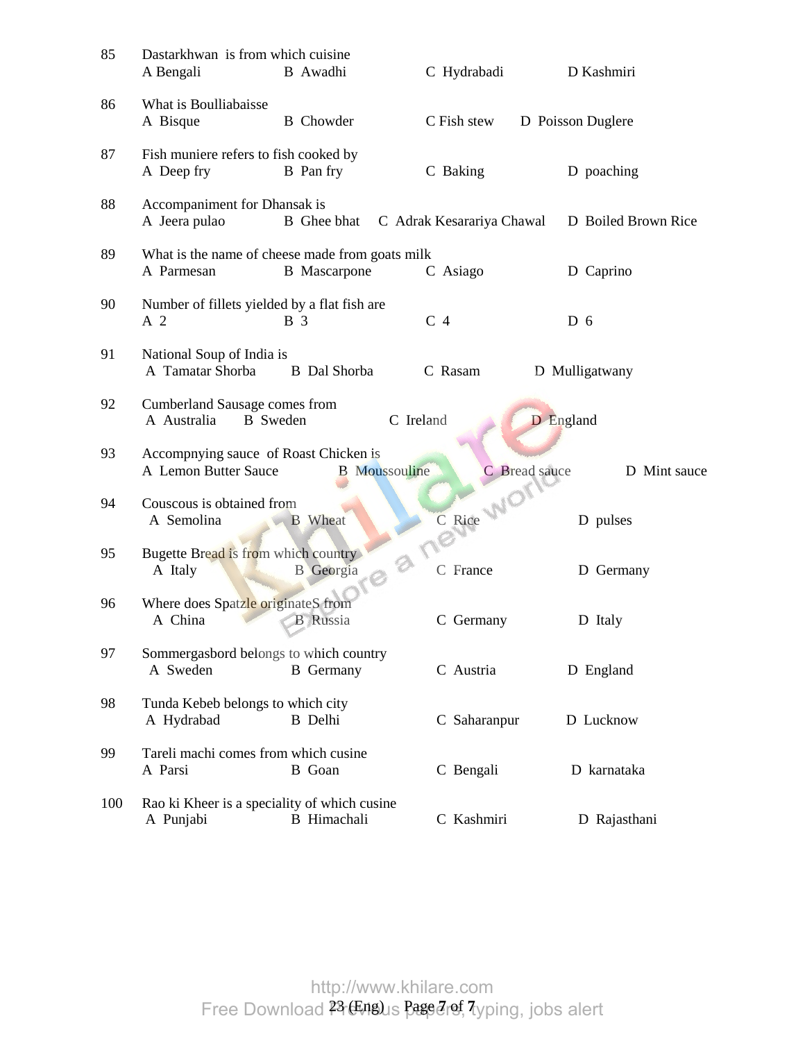85 Dastarkhwan is from which cuisine
A Bengali B Awadhi C Hydrabadi D Kashmiri

86 What is Boulliabaisse
A Bisque B Chowder C Fish stew D Poisson Duglere

87 Fish muniere refers to fish cooked by
A Deep fry B Pan fry C Baking D poaching

88 Accompaniment for Dhansak is
A Jeera pulao B Ghee bhat C Adrak Kesarariya Chawal D Boiled Brown Rice

89 What is the name of cheese made from goats milk
A Parmesan B Mascarpone C Asiago D Caprino

90 Number of fillets yielded by a flat fish are
A 2 B 3 C 4 D 6

91 National Soup of India is
A Tamatar Shorba B Dal Shorba C Rasam D Mulligatwany

92 Cumberland Sausage comes from
A Australia B Sweden C Ireland D England

93 Accompnying sauce of Roast Chicken is
A Lemon Butter Sauce B Moussouline C Bread sauce D Mint sauce

94 Couscous is obtained from
A Semolina B Wheat C Rice D pulses

95 Bugette Bread is from which country
A Italy B Georgia C France D Germany

96 Where does Spatzle originateS from
A China B Russia C Germany D Italy

97 Sommergasbord belongs to which country
A Sweden B Germany C Austria D England

98 Tunda Kebeb belongs to which city
A Hydrabad B Delhi C Saharanpur D Lucknow

99 Tareli machi comes from which cusine
A Parsi B Goan C Bengali D karnataka

100 Rao ki Kheer is a speciality of which cusine
A Punjabi B Himachali C Kashmiri D Rajasthani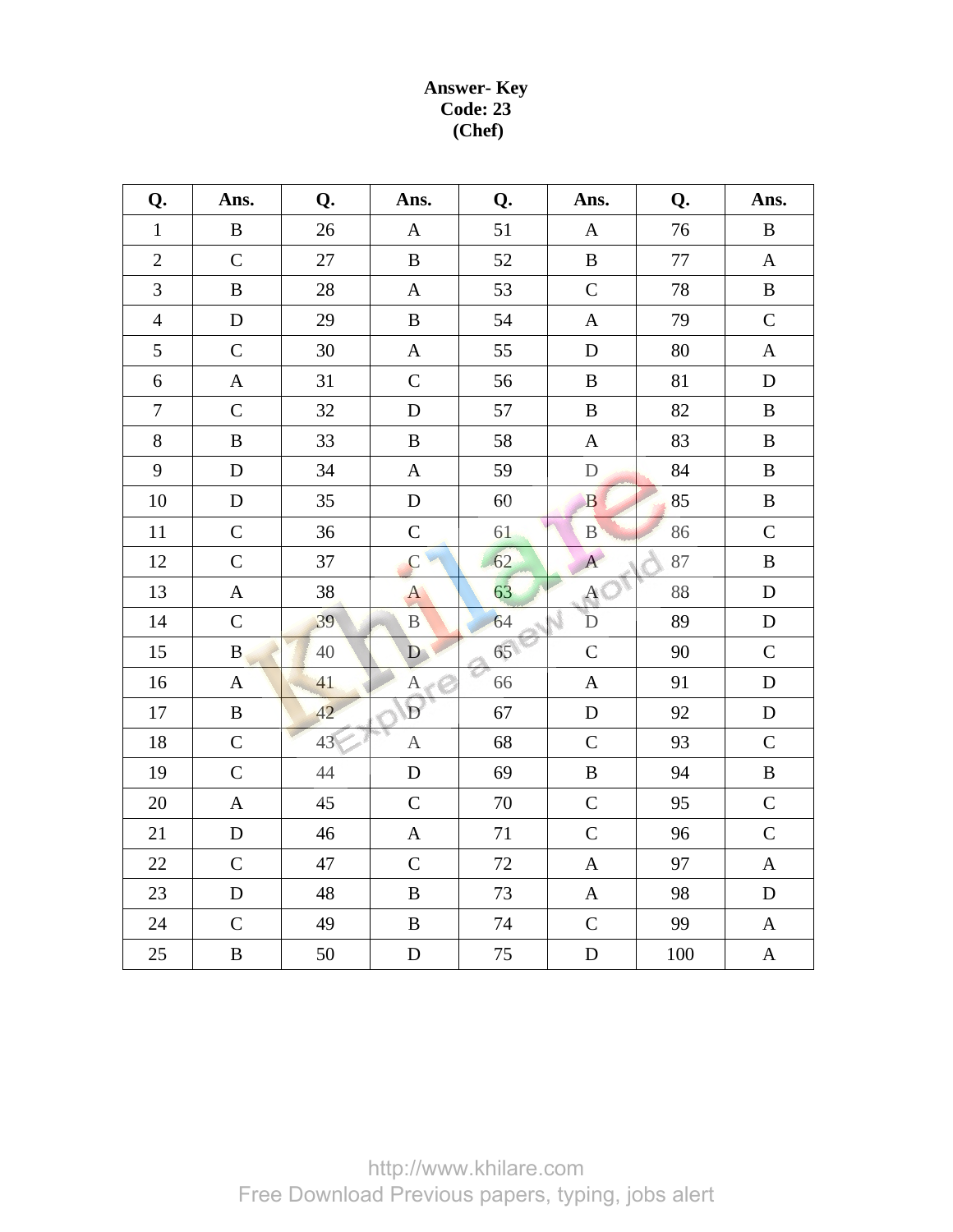**Answer- Key**
**Code: 23**
**(Chef)**

| Q. | Ans. | Q. | Ans. | Q. | Ans. | Q. | Ans. |
|---|---|---|---|---|---|---|---|
| 1 | B | 26 | A | 51 | A | 76 | B |
| 2 | C | 27 | B | 52 | B | 77 | A |
| 3 | B | 28 | A | 53 | C | 78 | B |
| 4 | D | 29 | B | 54 | A | 79 | C |
| 5 | C | 30 | A | 55 | D | 80 | A |
| 6 | A | 31 | C | 56 | B | 81 | D |
| 7 | C | 32 | D | 57 | B | 82 | B |
| 8 | B | 33 | B | 58 | A | 83 | B |
| 9 | D | 34 | A | 59 | D | 84 | B |
| 10 | D | 35 | D | 60 | B | 85 | B |
| 11 | C | 36 | C | 61 | B | 86 | C |
| 12 | C | 37 | C | 62 | A | 87 | B |
| 13 | A | 38 | A | 63 | A | 88 | D |
| 14 | C | 39 | B | 64 | D | 89 | D |
| 15 | B | 40 | D | 65 | C | 90 | C |
| 16 | A | 41 | A | 66 | A | 91 | D |
| 17 | B | 42 | D | 67 | D | 92 | D |
| 18 | C | 43 | A | 68 | C | 93 | C |
| 19 | C | 44 | D | 69 | B | 94 | B |
| 20 | A | 45 | C | 70 | C | 95 | C |
| 21 | D | 46 | A | 71 | C | 96 | C |
| 22 | C | 47 | C | 72 | A | 97 | A |
| 23 | D | 48 | B | 73 | A | 98 | D |
| 24 | C | 49 | B | 74 | C | 99 | A |
| 25 | B | 50 | D | 75 | D | 100 | A |